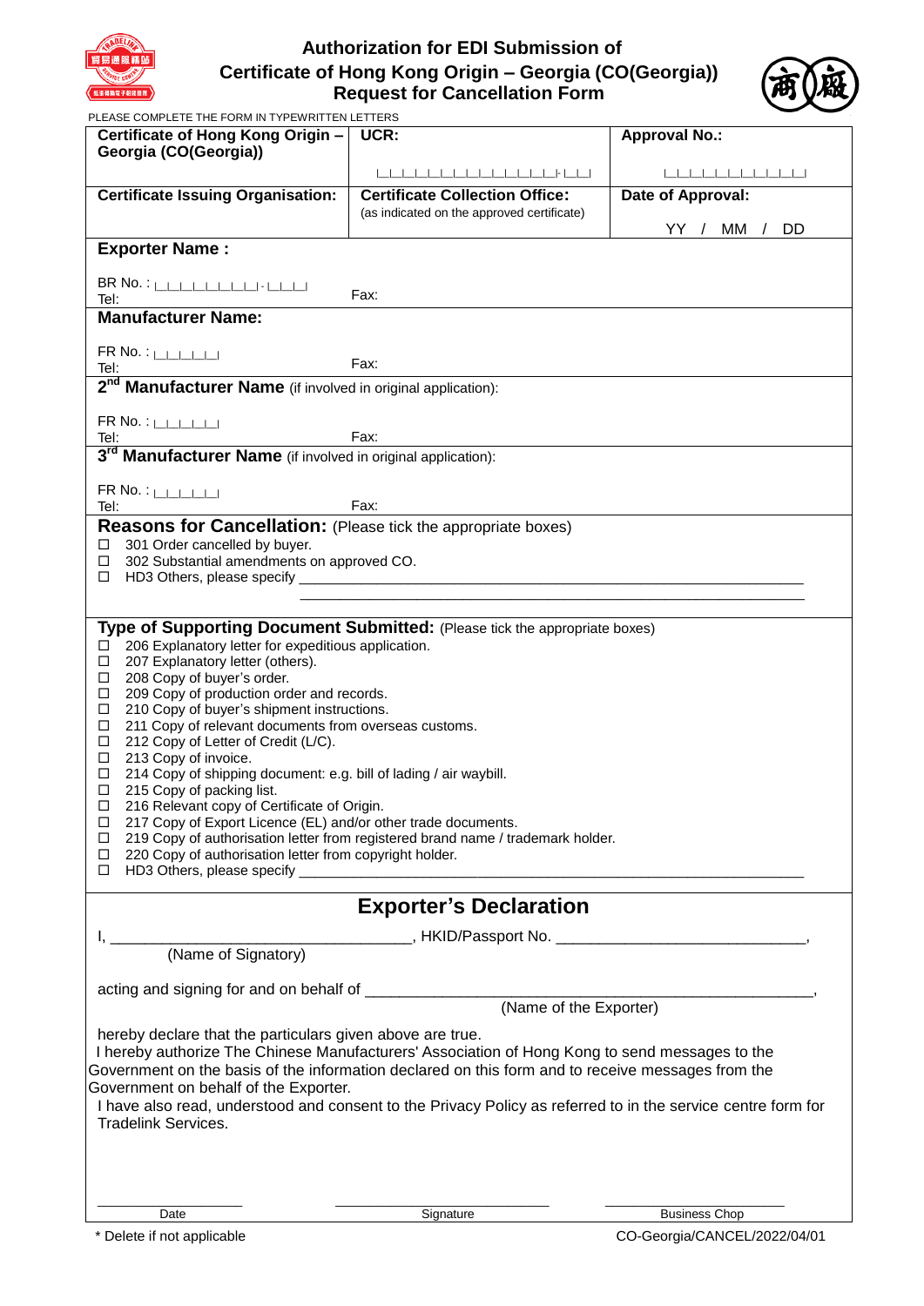# Authorization for EDI Submission of Certificate of Hong Kong Origin – Georgia (CO(Georgia)) Request for Cancellation Form

PLEASE COMPLETE THE FORM IN TYPEWRITTEN LETTERS

| **Certificate of Hong Kong Origin – Georgia (CO(Georgia))** | **UCR:** | **Approval No.:** |
|---|---|---|
| **Certificate Issuing Organisation:** | **Certificate Collection Office:** (as indicated on the approved certificate) | **Date of Approval:** YY / MM / DD |

**Exporter Name :**

BR No. :

Tel: Fax:

**Manufacturer Name:**

FR No. :

Tel: Fax:

**2nd Manufacturer Name** (if involved in original application):

FR No. :

Tel: Fax:

**3rd Manufacturer Name** (if involved in original application):

FR No. :

Tel: Fax:

**Reasons for Cancellation:** (Please tick the appropriate boxes)

- ☐ 301 Order cancelled by buyer.
- ☐ 302 Substantial amendments on approved CO.
- ☐ HD3 Others, please specify ____________________

**Type of Supporting Document Submitted:** (Please tick the appropriate boxes)

- ☐ 206 Explanatory letter for expeditious application.
- ☐ 207 Explanatory letter (others).
- ☐ 208 Copy of buyer's order.
- ☐ 209 Copy of production order and records.
- ☐ 210 Copy of buyer's shipment instructions.
- ☐ 211 Copy of relevant documents from overseas customs.
- ☐ 212 Copy of Letter of Credit (L/C).
- ☐ 213 Copy of invoice.
- ☐ 214 Copy of shipping document: e.g. bill of lading / air waybill.
- ☐ 215 Copy of packing list.
- ☐ 216 Relevant copy of Certificate of Origin.
- ☐ 217 Copy of Export Licence (EL) and/or other trade documents.
- ☐ 219 Copy of authorisation letter from registered brand name / trademark holder.
- ☐ 220 Copy of authorisation letter from copyright holder.
- ☐ HD3 Others, please specify ____________________

## Exporter's Declaration

I, ______________________________, HKID/Passport No. ______________________________,
(Name of Signatory)

acting and signing for and on behalf of ______________________________,
(Name of the Exporter)

hereby declare that the particulars given above are true.

I hereby authorize The Chinese Manufacturers' Association of Hong Kong to send messages to the Government on the basis of the information declared on this form and to receive messages from the Government on behalf of the Exporter.

I have also read, understood and consent to the Privacy Policy as referred to in the service centre form for Tradelink Services.

| ____________ | ____________ | ____________ |
|---|---|---|
| Date | Signature | Business Chop |

\* Delete if not applicable

CO-Georgia/CANCEL/2022/04/01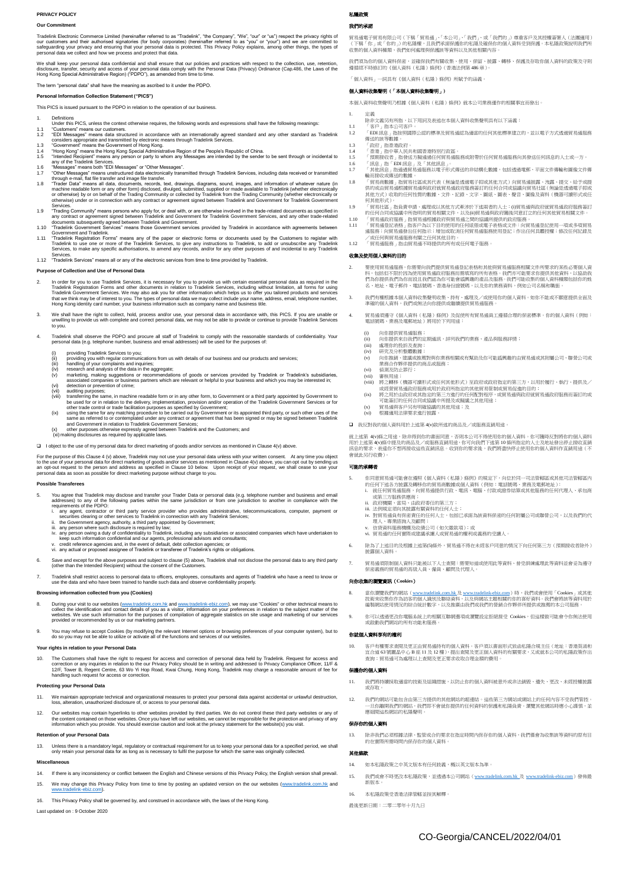**PRIVACY POLICY**

**Our Commitment**

Tradelink Electronic Commerce Limited (hereinafter referred to as "Tradelink", "the Company", "We", "our" or "us") respect the privacy rights of our customers and their authorised signatories (for body corporates) (hereinafter referred to as "you" or "your") and we are committed to safeguarding your privacy and ensuring that your personal data is protected. This Privacy Policy explains, among other things, the types of personal data we collect and how we process and protect that data.

We shall keep your personal data confidential and shall ensure that our policies and practices with respect to the collection, use, retention, disclosure, transfer, security and access of your personal data comply with the Personal Data (Privacy) Ordinance (Cap.486, the Laws of the Hong Kong Special Administrative Region) ("PDPO"), as amended from time to time.

The term "personal data" shall have the meaning as ascribed to it under the PDPO.

**Personal Information Collection Statement ("PICS")**

This PICS is issued pursuant to the PDPO in relation to the operation of our business.

1. Definitions
Under this PICS, unless the context otherwise requires, the following words and expressions shall have the following meanings:
1.1 "Customers" means our customers.
1.2 "EDI Messages" means data structured in accordance with an internationally agreed standard and any other standard as Tradelink considers appropriate and transmitted by electronic means through Tradelink Services.
1.3 "Government" means the Government of Hong Kong.
1.4 "Hong Kong" means the Hong Kong Special Administrative Region of the People's Republic of China.
1.5 "Intended Recipient" means any person or party to whom any Messages are intended by the sender to be sent through or incidental to any of the Tradelink Services.
1.6 "Messages" means both "EDI Messages" or "Other Messages".
1.7 "Other Messages" means unstructured data electronically transmitted through Tradelink Services, including data received or transmitted through e-mail, flat file transfer and image file transfer.
1.8 "Trader Data" means all data, documents, records, text, drawings, diagrams, sound, images, and information of whatever nature (in machine readable form or any other form) disclosed, divulged, submitted, supplied or made available to Tradelink (whether electronically or otherwise) by or on behalf of the Trading Community or collected by Tradelink from the Trading Community (whether electronically or otherwise) under or in connection with any contract or agreement signed between Tradelink and Government for Tradelink Government Services.
1.9 "Trading Community" means persons who apply for, or deal with, or are otherwise involved in the trade-related documents as specified in any contract or agreement signed between Tradelink and Government for Tradelink Government Services, and any other trade-related documents subsequently agreed between Tradelink and Government.
1.10 "Tradelink Government Services" means those Government services provided by Tradelink in accordance with agreements between Government and Tradelink.
1.11 "Tradelink Registration Forms" means any of the paper or electronic forms or documents used by the Customers to register with Tradelink to use one or more of the Tradelink Services, to give any instructions to Tradelink, to add or unsubscribe any Tradelink Services, to make any specific authorisations, to amend any records, and/or for any other purposes of and incidental to any Tradelink Services.
1.12 "Tradelink Services" means all or any of the electronic services from time to time provided by Tradelink.

**Purpose of Collection and Use of Personal Data**

2. In order for you to use Tradelink Services, it is necessary for you to provide us with certain essential personal data as required in the Tradelink Registration Forms and other documents in relation to Tradelink Services, including without limitation, all forms for using Tradelink Government Services. We may also ask you for other information which helps us to offer you tailored products and services that we think may be of interest to you. The types of personal data we may collect include your name, address, email, telephone number, Hong Kong identity card number, your business information such as company name and business title.

3. We shall have the right to collect, hold, process and/or use, your personal data in accordance with, this PICS. If you are unable or unwilling to provide us with complete and correct personal data, we may not be able to provide or continue to provide Tradelink Services to you.

4. Tradelink shall observe the PDPO and procure all staff of Tradelink to comply with the reasonable standards of confidentiality. Your personal data (e.g. telephone number, business and email addresses) will be used for the purposes of:

(i) providing Tradelink Services to you;
(ii) providing you with regular communications from us with details of our business and our products and services;
(iii) handling of your complaints and inquiries;
(iv) research and analysis of the data in the aggregate;
(v) marketing, making suggestions or recommendations of goods or services provided by Tradelink or Tradelink's subsidiaries, associated companies or business partners which are relevant or helpful to your business and which you may be interested in;
(vi) detection or prevention of crime;
(vii) auditing purposes;
(viii) transferring the same, in machine readable form or in any other form, to Government or a third party appointed by Government to be used for or in relation to the delivery, implementation, provision and/or operation of the Tradelink Government Services or for other trade control or trade facilitation purposes as specified by Government;
(ix) using the same for any matching procedure to be carried out by Government or its appointed third party, or such other uses of the same as referred to or contemplated under any contract or agreement that has been signed or may be signed between Tradelink and Government in relation to Tradelink Government Services;
(x) other purposes otherwise expressly agreed between Tradelink and the Customers; and
(xi) making disclosures as required by applicable laws.

❑ I object to the use of my personal data for direct marketing of goods and/or services as mentioned in Clause 4(v) above.

For the purpose of this Clause 4 (v) above, Tradelink may not use your personal data unless with your written consent. At any time you object to the use of your personal data for direct marketing of goods and/or services as mentioned in Clause 4(v) above, you can opt out by sending us an opt-out request to the person and address as specified in Clause 10 below. Upon receipt of your request, we shall cease to use your personal data as soon as possible for direct marketing purpose without charge to you.

**Possible Transferees**

5. You agree that Tradelink may disclose and transfer your Trader Data or personal data (e.g. telephone number and business and email addresses) to any of the following parties within the same jurisdiction or from one jurisdiction to another in compliance with the requirements of the PDPO:
i. any agent, contractor or third party service provider who provides administrative, telecommunications, computer, payment or securities clearing or other services to Tradelink in connection with any Tradelink Services;
ii. the Government agency, authority, a third party appointed by Government;
iii. any person where such disclosure is required by law;
iv. any person owing a duty of confidentiality to Tradelink, including its subsidiaries or associated companies which have undertaken to keep such information confidential and our agents, professional advisors and consultants;
v. credit reference agencies and, in the event of default, debt collection agencies; or
vi. any actual or proposed assignee of Tradelink or transferee of Tradelink's rights or obligations.

6. Save and except for the above purposes and subject to clause (5) above, Tradelink shall not disclose the personal data to any third party (other than the Intended Recipient) without the consent of the Customers.

7. Tradelink shall restrict access to personal data to officers, employees, consultants and agents of Tradelink who have a need to know or use the data and who have been trained to handle such data and observe confidentiality properly.

**Browsing information collected from you (Cookies)**

8. During your visit to our websites (www.tradelink.com.hk and www.tradelink-ebiz.com), we may use "Cookies" or other technical means to collect the identification and contact details of you as a visitor, information on your preferences in relation to the subject matter of the websites. We use such information for the purposes of compilation of aggregate statistics on site usage and marketing of our services provided or recommended by us or our marketing partners.

9. You may refuse to accept Cookies (by modifying the relevant Internet options or browsing preferences of your computer system), but to do so you may not be able to utilize or activate all of the functions and services of our websites.

**Your rights in relation to your Personal Data**

10. The Customers shall have the right to request for access and correction of personal data held by Tradelink. Request for access and correction or any inquiries in relation to the our Privacy Policy should be in writing and addressed to Privacy Compliance Officer, 11/F & 12/F, Tower B, Regent Centre, 63 Wo Yi Hop Road, Kwai Chung, Hong Kong. Tradelink may charge a reasonable amount of fee for handling such request for access or correction.

**Protecting your Personal Data**

11. We maintain appropriate technical and organizational measures to protect your personal data against accidental or unlawful destruction, loss, alteration, unauthorized disclosure of, or access to your personal data.

12. Our websites may contain hyperlinks to other websites provided by third parties. We do not control these third party websites or any of the content contained on those websites. Once you have left our websites, we cannot be responsible for the protection and privacy of any information which you provide. You should exercise caution and look at the privacy statement for the relevant third party website(s) you visit.

**Retention of your Personal Data**

13. Unless there is a mandatory legal, regulatory or contractual requirement for us to keep your personal data for a specified period, we shall only retain your personal data for as long as is necessary to fulfil the purpose for which the same was originally collected.

**Miscellaneous**

14. If there is any inconsistency or conflict between the English and Chinese versions of this Privacy Policy, the English version shall prevail.

15. We may change this Privacy Policy from time to time by posting an updated version on the our websites (www.tradelink.com.hk and www.tradelink-ebiz.com).

16. This Privacy Policy shall be governed by, and construed in accordance with, the laws of the Hong Kong.

Last updated on : 9 October 2020

**私隱政策**

**我們的承諾**

貿易通電子貿易有限公司（下稱「貿易通」、「本公司」、「我們」、或「我們的」）尊重客戶及其授權簽署人（法團適用）（下稱「你」或「你的」）的私隱權，且我們承諾保護你的私隱及確保你的個人資料受到保護。本私隱政策說明我們所收集的個人資料種類、我們如何處理與保護該等資料以及其他相關內容。

我們須為你的個人資料保密，並確保我們有關收集、使用、保留、披露、轉移、保護及存取你個人資料的政策及守則遵循經不時修訂的《個人資料（私隱）條例》（香港法例第 486 章）。

「個人資料」一詞具有《個人資料（私隱）條例》所賦予的涵義。

**個人資料收集聲明（「本個人資料收集聲明」）**

本個人資料收集聲明乃根據《個人資料（私隱）條例》就本公司業務運作的相關事宜而發出。

1. 定義
除非文義另有所指，以下用詞及表述在本個人資料收集聲明具有以下涵義：
1.1 「客戶」指本公司客戶。
1.2 「EDI 訊息」指按照國際公認的標準及貿易通認為適當的任何其他標準建立的，並以電子方式透過貿易通服務傳送的該等數據。
1.3 「政府」指香港政府。
1.4 「香港」指中華人民共和國香港特別行政區。
1.5 「預期接收者」指發送方擬通過任何貿易通服務或附帶於任何貿易通服務向其發送任何訊息的人士或一方。
1.6 「訊息」指「EDI 訊息」及「其他訊息」。
1.7 「其他訊息」指通過貿易通服務以電子形式傳送的非結構化數據，包括透過電郵、平面文件傳輸和圖像文件傳輸而接收或傳送的數據。
1.8 「貿易商數據」指貿易社區或其代表（無論是透過電子抑或其他方式）向貿易通披露、洩露、提交、給予或提供的或由貿易通根據貿易通與政府就貿易通政府服務簽訂的任何合同或協議向貿易社區（無論是透過電子抑或其他方式）收取的任何性質的數據、文件、記錄、文字、圖紙、圖表、聲音、圖像及資料（機器可讀形式或任何其他形式）。
1.9 「貿易社區」指負責申請、處理或以其他方式牽涉於下述貿易文件的人士：(i)貿易通與政府就貿易通政府服務簽訂的任何合同或協議中所指明的貿易相關文件，以及(ii)貿易通與政府隨後同意訂立的任何其他貿易相關文件。
1.10 「貿易通政府服務」指貿易通根據政府與貿易通之間的協議所提供的政府服務。
1.11 「貿易通登記表格」指客戶為以下目的使用的任何紙張或電子表格或文件：向貿易通登記使用一項或多項貿易通服務；向貿易通發出任何指示；增加或取消任何貿易通服務使用登記；作出任何具體授權；修改任何記錄及／或任何與貿易通服務有關之任何其他目的。
1.12 「貿易通服務」指由貿易通不時提供的所有或任何電子服務。

**收集及使用個人資料的目的**

2. 要使用貿易通服務，你需要向我們提供貿易通登記表格和其他與貿易通服務相關文件所要求的某些必要個人資料，包括但不限於因為使用貿易通政府服務而需填寫的所有表格。我們亦可能要求你提供其他資料，以協助我們為你提供我們為你而設且我們認為你可能會感興趣的產品及服務。我們可能收集的個人資料種類包括你的姓名、地址、電子郵件、電話號碼、香港身份證號碼，以及你的業務資料，例如公司名稱和職銜。

3. 我們有權根據本個人資料收集聲明收集、持有、處理及／或使用你的個人資料。如你不能或不願意提供全面及準確的個人資料，我們或無法向你提供或繼續提供貿易通服務。

4. 貿易通須遵守《個人資料（私隱）條例》及促使所有貿易通員工遵循合理的保密標準。你的個人資料（例如：電話號碼、業務及電郵地址）將用於下列用途：

(i) 向你提供貿易通服務；
(ii) 向你提供來自我們的定期通訊，詳列我們的業務、產品與服務詳情；
(iii) 處理你的投訴及查詢；
(iv) 研究及分析整體數據；
(v) 向你推銷、建議或推薦對你業務相關或有幫助及你可能感興趣的由貿易通或其附屬公司、聯營公司或業務合作夥伴提供的產品或服務；
(vi) 偵測及防止罪行；
(vii) 審核用途；
(viii) 將之轉移（機器可讀形式或任何其他形式）至政府或政府指定的第三方，以用於履行、執行、提供及／或營運貿易通政府服務或用於政府所指定的其他貿易管制或貿易促進的目的；
(ix) 將之用於由政府或其指定的第三方進行的任何配對程序，或貿易通與政府就貿易通政府服務而簽訂的或可能簽訂的任何合同或協議中所提及或擬議之其他用途；
(x) 貿易通與客戶另有明確協議的其他用途；及
(xi) 根據適用法律要求進行披露。

❑ 我反對我的個人資料用於上述第 4(v)款所述的商品及／或服務直銷用途。

就上述第 4(v)條之用途，除非得到你的書面同意，否則本公司不得使用你的個人資料。你可隨時反對將你的個人資料用於上述第 4(v)條中提及的商品及／或服務直銷用途，你可向我們下述第 10 條所指定的人士及地址發出停止接收直銷訊息的要求，表達你不想再接收這些直銷訊息。收到你的要求後，我們將盡快停止使用你的個人資料作直銷用途（不會就此另行收費）。

**可能的承轉者**

5. 你同意貿易通可能會在遵照《個人資料（私隱）條例》的規定下，向位於同一司法管轄區或其他司法管轄區內的任何下述各方披露及轉移你的貿易商數據或個人資料（例如：電話號碼、業務及電郵地址）：
i. 就任何貿易通服務，向貿易通提供行政、電訊、電腦、付款或證券結算或其他服務的任何代理人、承包商或第三方服務供應商；
ii. 政府機關、當局、由政府委任的第三方；
iii. 法例規定須向其披露有關資料的任何人士；
iv. 對貿易通負有保密責任的任何人士，包括已承諾為該資料保密的任何附屬公司或聯營公司，以及我們的代理人、專業諮詢人及顧問；
v. 信貸資料服務機構及收債公司（如欠繳款項）；或
vi. 貿易通的任何實際或建議承讓人或貿易通的權利或義務的受讓人。

6. 除為了上述目的及根據上述第(5)條外，貿易通不得在未經客戶同意的情況下向任何第三方（預期接收者除外）披露個人資料。

7. 貿易通須限制個人資料只能被以下人士查閱：需要知道或使用此等資料、曾受訓練處理此等資料並會妥為遵守保密義務的貿易通的高級人員、僱員、顧問及代理人。

**向你收集的瀏覽資訊（Cookies）**

8. 當你瀏覽我們的網站（www.tradelink.com.hk 及 www.tradelink-ebiz.com）時，我們或會使用「Cookies」或其他技術來收集你作為訪客的個人識別及聯絡資料，以及與網站主題相關的你的喜好資料。我們會將該等資料用於編製網站使用情況的綜合統計數字，以及推廣由我們或我們的營銷合作夥伴所提供或推薦的本公司服務。

9. 你可以透過更改你電腦系統上的相關互聯網選項或瀏覽設定拒絕接受 Cookies，但這樣做可能會令你無法使用或啟動我們網站的所有功能和服務。

**你就個人資料享有的權利**

10. 客戶有權要求查閱及更正由貿易通持有的個人資料。客戶須以書面形式致函私隱合規主任（地址：香港葵涌和宜合道 63 號麗晶中心 B 座 11 及 12 樓），提出查閱及更正個人資料的有關要求，又或就本公司的私隱政策作出查詢；貿易通可為處理以上查閱及更正要求收取合理金額的費用。

**保護你的個人資料**

11. 我們將持續採取適當的技術及組織措施，以防止你的個人資料被意外或非法銷毀、損失、更改、未經授權披露或存取。

12. 我們的網站可能包含由第三方提供的其他網站的超連結。這些第三方網站或網站上的任何內容不受我們管控。一旦你離開我們的網站，我們即不會就你提供的任何資料的保護和私隱負責。瀏覽其他網站時應小心謹慎，並應細閱這些網站的私隱聲明。

**保存你的個人資料**

13. 除非我們必須根據法律、監管或合約要求在指定時間內保存你的個人資料，我們僅會為收集該等資料的原有目的在需要限所需時間內保存你的個人資料。

**其他條款**

14. 如本私隱政策之中英文版本有任何歧義，概以英文版本為準。

15. 我們或會不時更改本私隱政策，並透過本公司網站（www.tradelink.com.hk 及 www.tradelink-ebiz.com）發佈最新版本。

16. 本私隱政策受香港法律管轄並按其解釋。

最後更新日期：二零二零年十月九日

CO-Georgia/CANCEL/2022/04/01